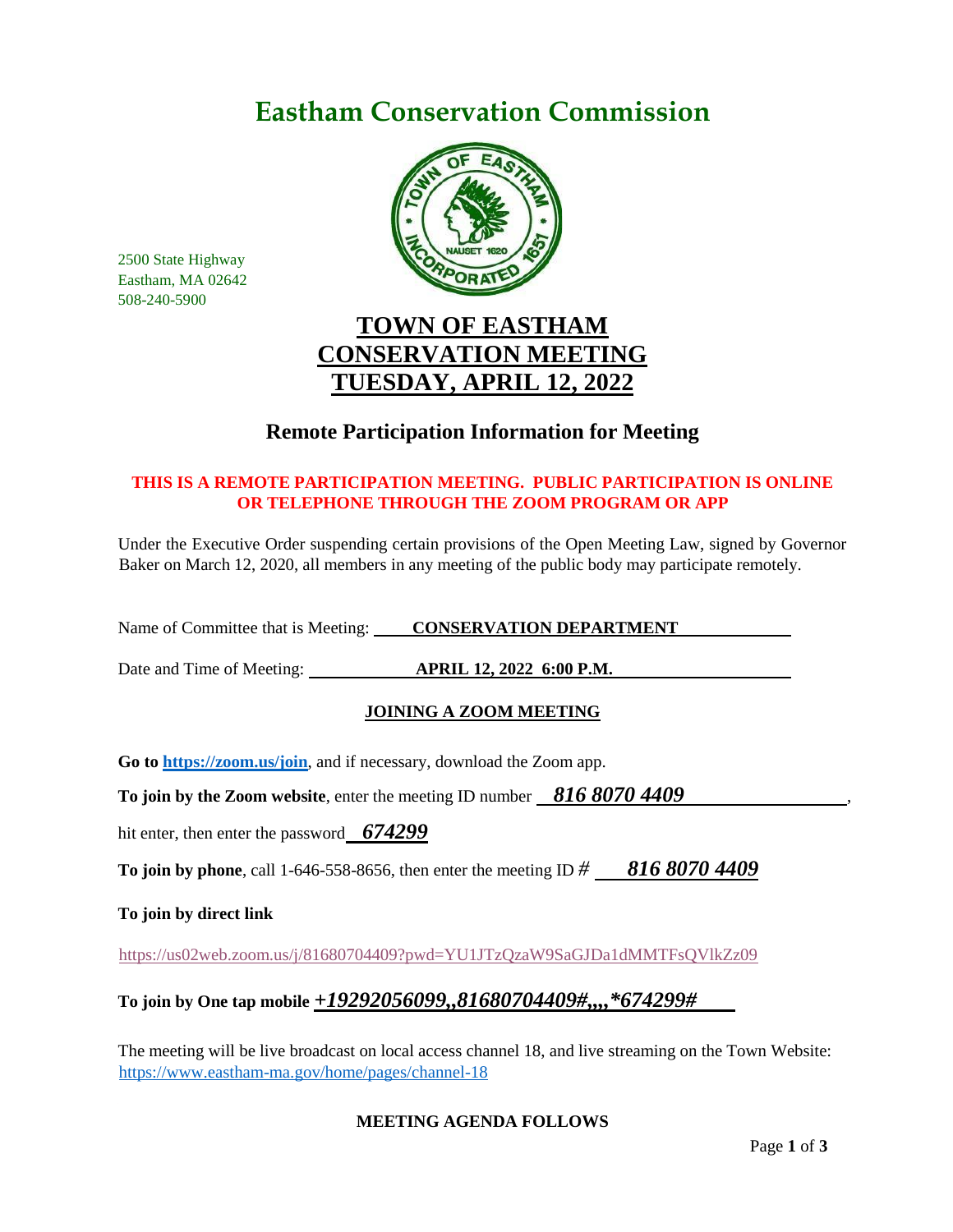# Eastham Conservation Commission

2500 State Highway
Eastham, MA 02642
508-240-5900

## TOWN OF EASTHAM
## CONSERVATION MEETING
## TUESDAY, APRIL 12, 2022

### Remote Participation Information for Meeting

**THIS IS A REMOTE PARTICIPATION MEETING. PUBLIC PARTICIPATION IS ONLINE OR TELEPHONE THROUGH THE ZOOM PROGRAM OR APP**

Under the Executive Order suspending certain provisions of the Open Meeting Law, signed by Governor Baker on March 12, 2020, all members in any meeting of the public body may participate remotely.

Name of Committee that is Meeting: **CONSERVATION DEPARTMENT**

Date and Time of Meeting: **APRIL 12, 2022 6:00 P.M.**

**JOINING A ZOOM MEETING**

**Go to https://zoom.us/join**, and if necessary, download the Zoom app.

**To join by the Zoom website**, enter the meeting ID number ***816 8070 4409***,

hit enter, then enter the password ***674299***

**To join by phone**, call 1-646-558-8656, then enter the meeting ID # ***816 8070 4409***

**To join by direct link**

https://us02web.zoom.us/j/81680704409?pwd=YU1JTzQzaW9SaGJDa1dMMTFsQVlkZz09

**To join by One tap mobile *+19292056099,,81680704409#,,,,*674299#***

The meeting will be live broadcast on local access channel 18, and live streaming on the Town Website: https://www.eastham-ma.gov/home/pages/channel-18

**MEETING AGENDA FOLLOWS**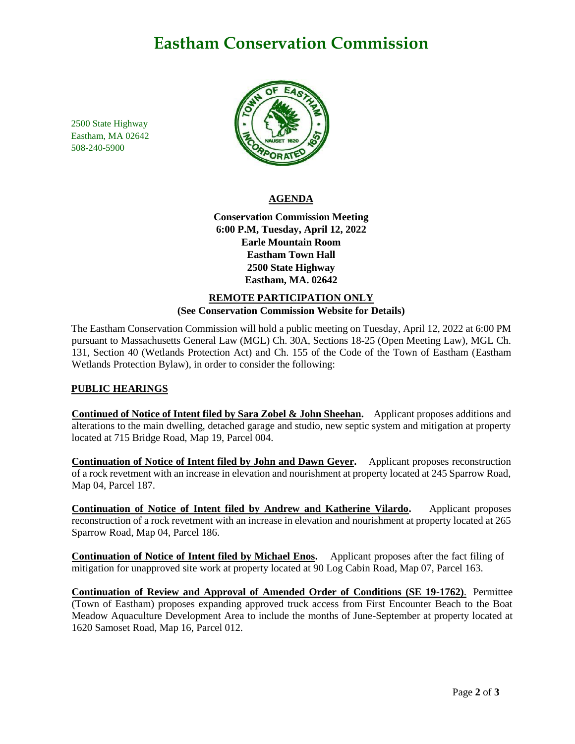# Eastham Conservation Commission

2500 State Highway
Eastham, MA 02642
508-240-5900

## AGENDA

**Conservation Commission Meeting**
**6:00 P.M, Tuesday, April 12, 2022**
**Earle Mountain Room**
**Eastham Town Hall**
**2500 State Highway**
**Eastham, MA. 02642**

**REMOTE PARTICIPATION ONLY**
**(See Conservation Commission Website for Details)**

The Eastham Conservation Commission will hold a public meeting on Tuesday, April 12, 2022 at 6:00 PM pursuant to Massachusetts General Law (MGL) Ch. 30A, Sections 18-25 (Open Meeting Law), MGL Ch. 131, Section 40 (Wetlands Protection Act) and Ch. 155 of the Code of the Town of Eastham (Eastham Wetlands Protection Bylaw), in order to consider the following:

### PUBLIC HEARINGS

**Continued of Notice of Intent filed by Sara Zobel & John Sheehan.** Applicant proposes additions and alterations to the main dwelling, detached garage and studio, new septic system and mitigation at property located at 715 Bridge Road, Map 19, Parcel 004.

**Continuation of Notice of Intent filed by John and Dawn Geyer.** Applicant proposes reconstruction of a rock revetment with an increase in elevation and nourishment at property located at 245 Sparrow Road, Map 04, Parcel 187.

**Continuation of Notice of Intent filed by Andrew and Katherine Vilardo.** Applicant proposes reconstruction of a rock revetment with an increase in elevation and nourishment at property located at 265 Sparrow Road, Map 04, Parcel 186.

**Continuation of Notice of Intent filed by Michael Enos.** Applicant proposes after the fact filing of mitigation for unapproved site work at property located at 90 Log Cabin Road, Map 07, Parcel 163.

**Continuation of Review and Approval of Amended Order of Conditions (SE 19-1762)**. Permittee (Town of Eastham) proposes expanding approved truck access from First Encounter Beach to the Boat Meadow Aquaculture Development Area to include the months of June-September at property located at 1620 Samoset Road, Map 16, Parcel 012.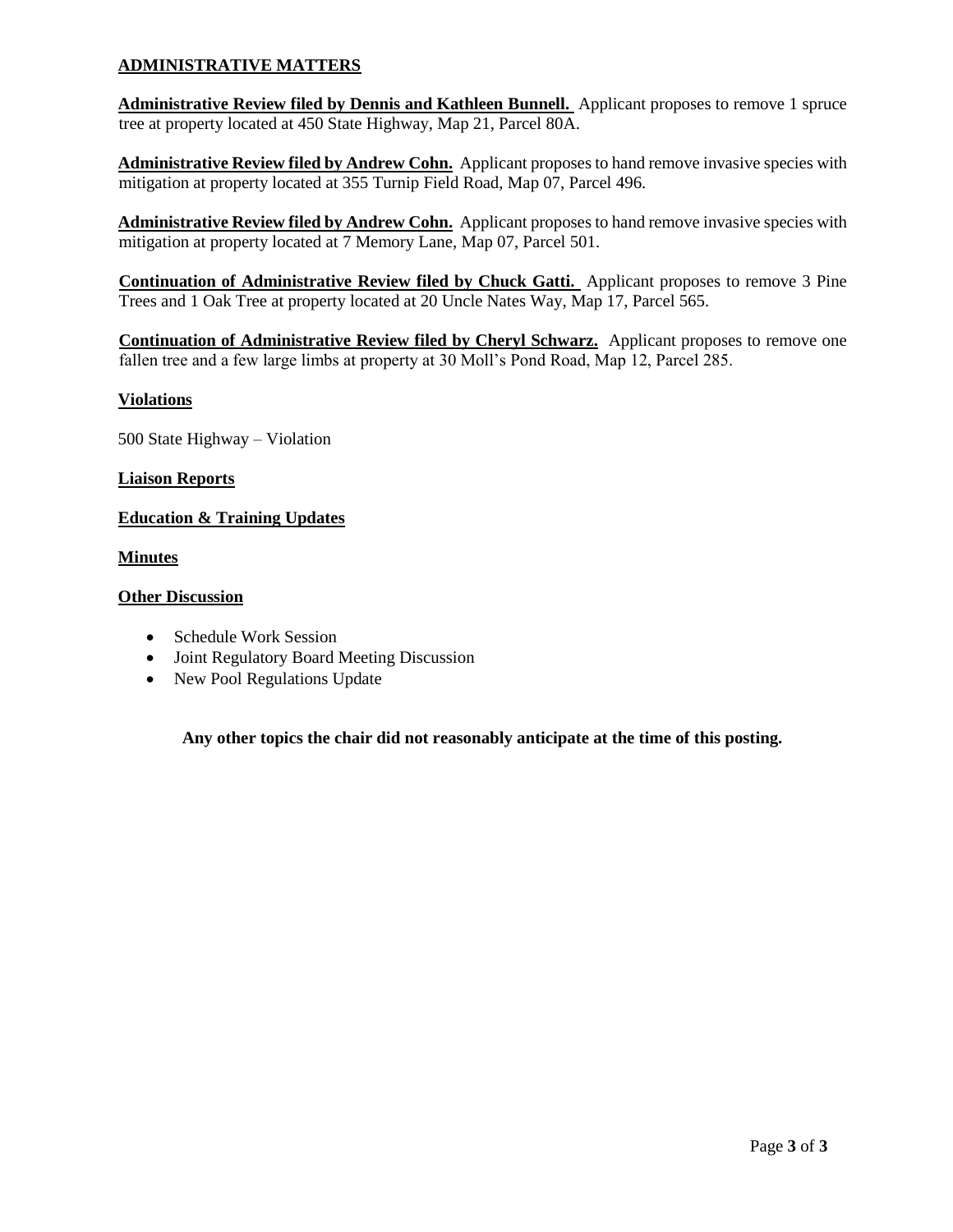## ADMINISTRATIVE MATTERS

**Administrative Review filed by Dennis and Kathleen Bunnell.** Applicant proposes to remove 1 spruce tree at property located at 450 State Highway, Map 21, Parcel 80A.

**Administrative Review filed by Andrew Cohn.** Applicant proposes to hand remove invasive species with mitigation at property located at 355 Turnip Field Road, Map 07, Parcel 496.

**Administrative Review filed by Andrew Cohn.** Applicant proposes to hand remove invasive species with mitigation at property located at 7 Memory Lane, Map 07, Parcel 501.

**Continuation of Administrative Review filed by Chuck Gatti.** Applicant proposes to remove 3 Pine Trees and 1 Oak Tree at property located at 20 Uncle Nates Way, Map 17, Parcel 565.

**Continuation of Administrative Review filed by Cheryl Schwarz.** Applicant proposes to remove one fallen tree and a few large limbs at property at 30 Moll's Pond Road, Map 12, Parcel 285.

### Violations

500 State Highway – Violation

### Liaison Reports

### Education & Training Updates

### Minutes

### Other Discussion

- Schedule Work Session
- Joint Regulatory Board Meeting Discussion
- New Pool Regulations Update

**Any other topics the chair did not reasonably anticipate at the time of this posting.**